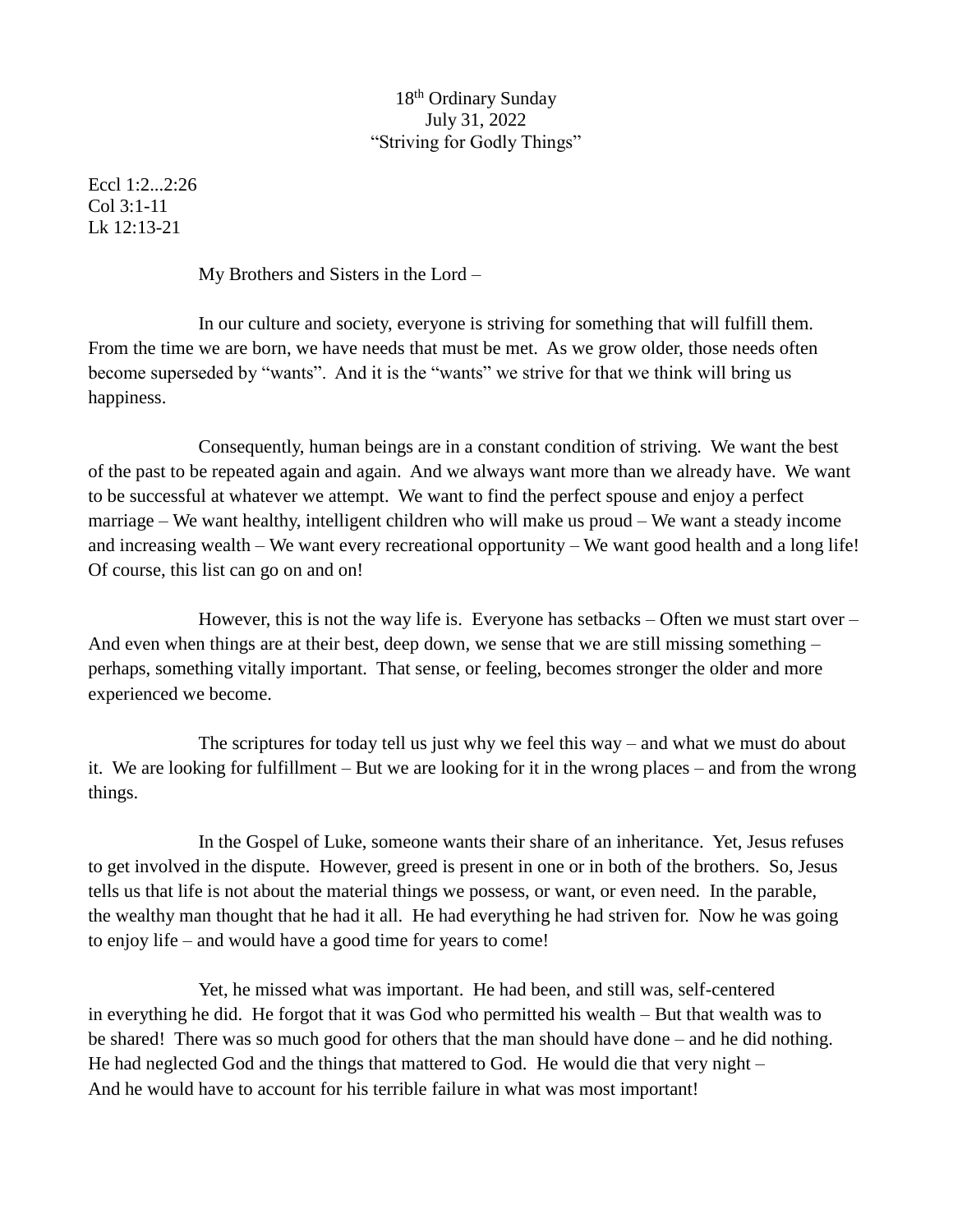18th Ordinary Sunday
July 31, 2022
"Striving for Godly Things"

Eccl 1:2...2:26
Col 3:1-11
Lk 12:13-21

My Brothers and Sisters in the Lord –

In our culture and society, everyone is striving for something that will fulfill them. From the time we are born, we have needs that must be met. As we grow older, those needs often become superseded by "wants". And it is the "wants" we strive for that we think will bring us happiness.

Consequently, human beings are in a constant condition of striving. We want the best of the past to be repeated again and again. And we always want more than we already have. We want to be successful at whatever we attempt. We want to find the perfect spouse and enjoy a perfect marriage – We want healthy, intelligent children who will make us proud – We want a steady income and increasing wealth – We want every recreational opportunity – We want good health and a long life! Of course, this list can go on and on!

However, this is not the way life is. Everyone has setbacks – Often we must start over – And even when things are at their best, deep down, we sense that we are still missing something – perhaps, something vitally important. That sense, or feeling, becomes stronger the older and more experienced we become.

The scriptures for today tell us just why we feel this way – and what we must do about it. We are looking for fulfillment – But we are looking for it in the wrong places – and from the wrong things.

In the Gospel of Luke, someone wants their share of an inheritance. Yet, Jesus refuses to get involved in the dispute. However, greed is present in one or in both of the brothers. So, Jesus tells us that life is not about the material things we possess, or want, or even need. In the parable, the wealthy man thought that he had it all. He had everything he had striven for. Now he was going to enjoy life – and would have a good time for years to come!

Yet, he missed what was important. He had been, and still was, self-centered in everything he did. He forgot that it was God who permitted his wealth – But that wealth was to be shared! There was so much good for others that the man should have done – and he did nothing. He had neglected God and the things that mattered to God. He would die that very night – And he would have to account for his terrible failure in what was most important!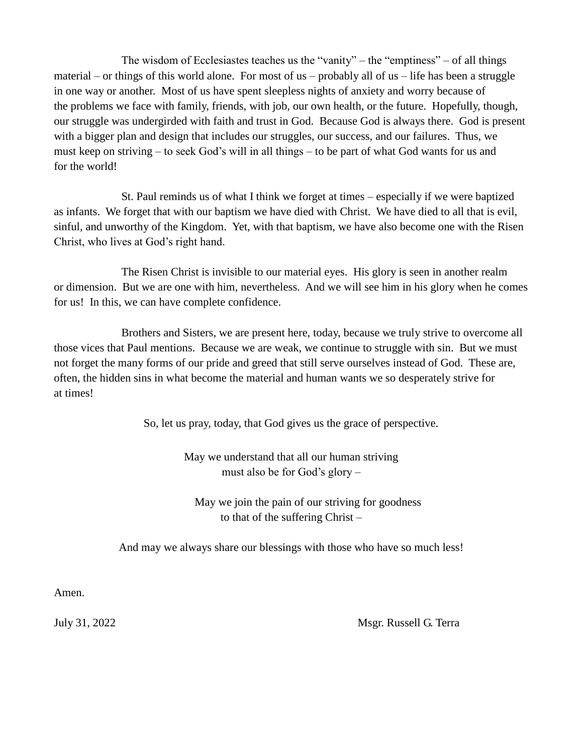The wisdom of Ecclesiastes teaches us the "vanity" – the "emptiness" – of all things material – or things of this world alone. For most of us – probably all of us – life has been a struggle in one way or another. Most of us have spent sleepless nights of anxiety and worry because of the problems we face with family, friends, with job, our own health, or the future. Hopefully, though, our struggle was undergirded with faith and trust in God. Because God is always there. God is present with a bigger plan and design that includes our struggles, our success, and our failures. Thus, we must keep on striving – to seek God's will in all things – to be part of what God wants for us and for the world!

St. Paul reminds us of what I think we forget at times – especially if we were baptized as infants. We forget that with our baptism we have died with Christ. We have died to all that is evil, sinful, and unworthy of the Kingdom. Yet, with that baptism, we have also become one with the Risen Christ, who lives at God's right hand.

The Risen Christ is invisible to our material eyes. His glory is seen in another realm or dimension. But we are one with him, nevertheless. And we will see him in his glory when he comes for us! In this, we can have complete confidence.

Brothers and Sisters, we are present here, today, because we truly strive to overcome all those vices that Paul mentions. Because we are weak, we continue to struggle with sin. But we must not forget the many forms of our pride and greed that still serve ourselves instead of God. These are, often, the hidden sins in what become the material and human wants we so desperately strive for at times!

So, let us pray, today, that God gives us the grace of perspective.

May we understand that all our human striving
must also be for God's glory –

May we join the pain of our striving for goodness
to that of the suffering Christ –

And may we always share our blessings with those who have so much less!

Amen.

July 31, 2022 Msgr. Russell G. Terra